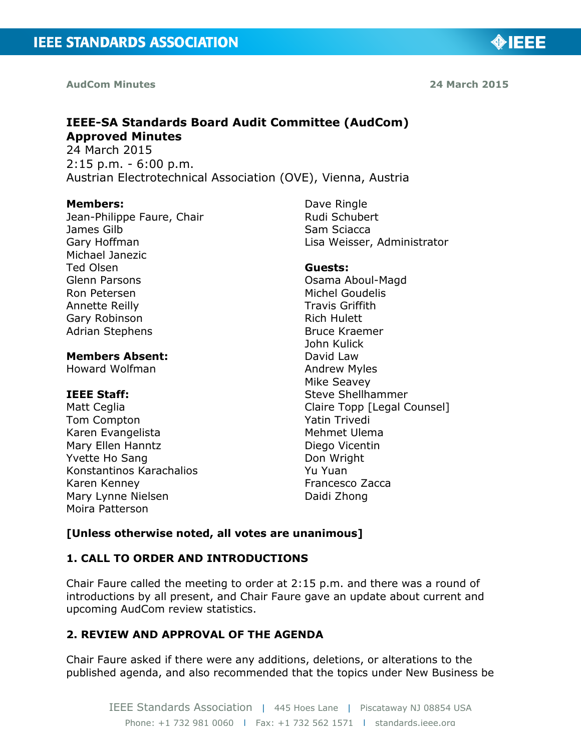**AudCom Minutes** **24 March 2015**

# IEEE-SA Standards Board Audit Committee (AudCom) Approved Minutes

24 March 2015
2:15 p.m. - 6:00 p.m.
Austrian Electrotechnical Association (OVE), Vienna, Austria

**Members:**
Jean-Philippe Faure, Chair
James Gilb
Gary Hoffman
Michael Janezic
Ted Olsen
Glenn Parsons
Ron Petersen
Annette Reilly
Gary Robinson
Adrian Stephens
Dave Ringle
Rudi Schubert
Sam Sciacca
Lisa Weisser, Administrator

**Members Absent:**
Howard Wolfman

**IEEE Staff:**
Matt Ceglia
Tom Compton
Karen Evangelista
Mary Ellen Hanntz
Yvette Ho Sang
Konstantinos Karachalios
Karen Kenney
Mary Lynne Nielsen
Moira Patterson

**Guests:**
Osama Aboul-Magd
Michel Goudelis
Travis Griffith
Rich Hulett
Bruce Kraemer
John Kulick
David Law
Andrew Myles
Mike Seavey
Steve Shellhammer
Claire Topp [Legal Counsel]
Yatin Trivedi
Mehmet Ulema
Diego Vicentin
Don Wright
Yu Yuan
Francesco Zacca
Daidi Zhong

**[Unless otherwise noted, all votes are unanimous]**

## 1. CALL TO ORDER AND INTRODUCTIONS

Chair Faure called the meeting to order at 2:15 p.m. and there was a round of introductions by all present, and Chair Faure gave an update about current and upcoming AudCom review statistics.

## 2. REVIEW AND APPROVAL OF THE AGENDA

Chair Faure asked if there were any additions, deletions, or alterations to the published agenda, and also recommended that the topics under New Business be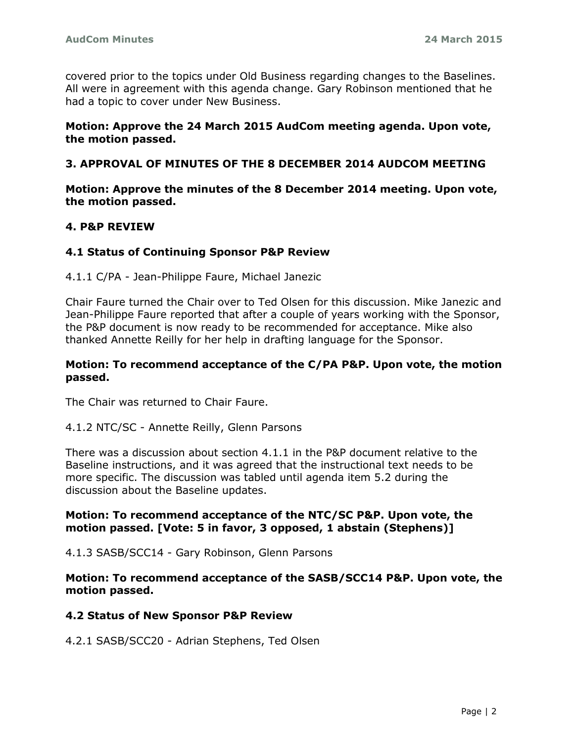covered prior to the topics under Old Business regarding changes to the Baselines. All were in agreement with this agenda change. Gary Robinson mentioned that he had a topic to cover under New Business.

**Motion: Approve the 24 March 2015 AudCom meeting agenda. Upon vote, the motion passed.**

## 3. APPROVAL OF MINUTES OF THE 8 DECEMBER 2014 AUDCOM MEETING

**Motion: Approve the minutes of the 8 December 2014 meeting. Upon vote, the motion passed.**

## 4. P&P REVIEW

### 4.1 Status of Continuing Sponsor P&P Review

4.1.1 C/PA - Jean-Philippe Faure, Michael Janezic

Chair Faure turned the Chair over to Ted Olsen for this discussion. Mike Janezic and Jean-Philippe Faure reported that after a couple of years working with the Sponsor, the P&P document is now ready to be recommended for acceptance. Mike also thanked Annette Reilly for her help in drafting language for the Sponsor.

**Motion: To recommend acceptance of the C/PA P&P. Upon vote, the motion passed.**

The Chair was returned to Chair Faure.

4.1.2 NTC/SC - Annette Reilly, Glenn Parsons

There was a discussion about section 4.1.1 in the P&P document relative to the Baseline instructions, and it was agreed that the instructional text needs to be more specific. The discussion was tabled until agenda item 5.2 during the discussion about the Baseline updates.

**Motion: To recommend acceptance of the NTC/SC P&P. Upon vote, the motion passed. [Vote: 5 in favor, 3 opposed, 1 abstain (Stephens)]**

4.1.3 SASB/SCC14 - Gary Robinson, Glenn Parsons

**Motion: To recommend acceptance of the SASB/SCC14 P&P. Upon vote, the motion passed.**

### 4.2 Status of New Sponsor P&P Review

4.2.1 SASB/SCC20 - Adrian Stephens, Ted Olsen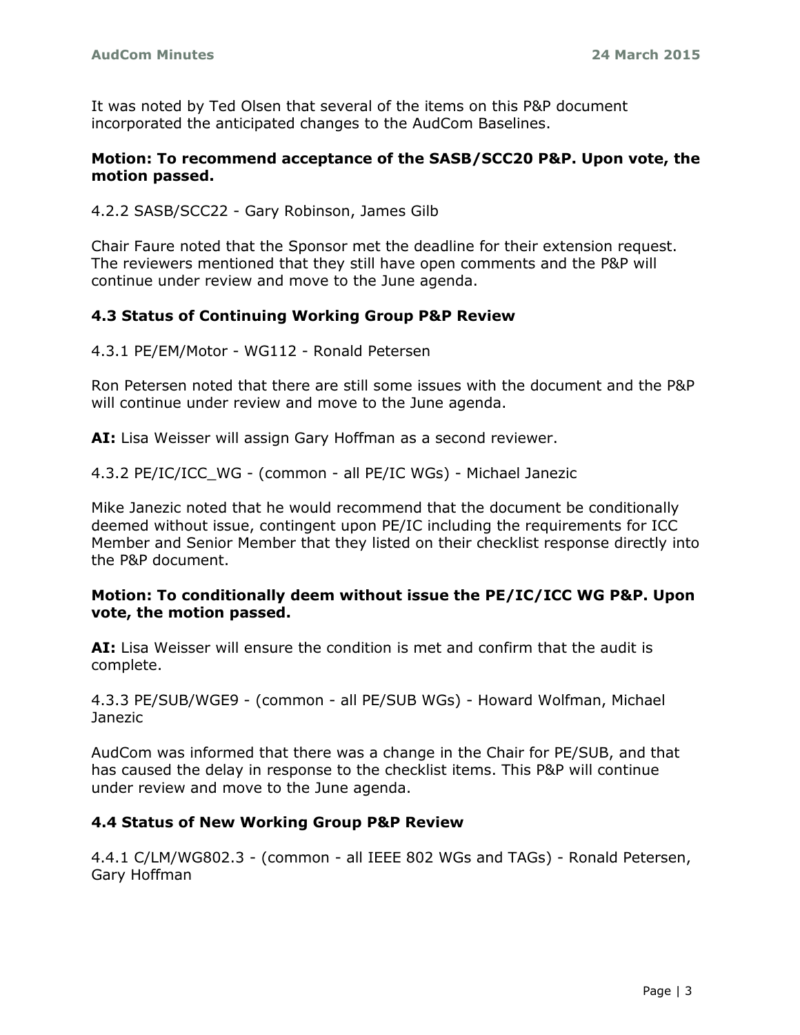It was noted by Ted Olsen that several of the items on this P&P document incorporated the anticipated changes to the AudCom Baselines.

**Motion: To recommend acceptance of the SASB/SCC20 P&P. Upon vote, the motion passed.**

4.2.2 SASB/SCC22 - Gary Robinson, James Gilb

Chair Faure noted that the Sponsor met the deadline for their extension request. The reviewers mentioned that they still have open comments and the P&P will continue under review and move to the June agenda.

### 4.3 Status of Continuing Working Group P&P Review

4.3.1 PE/EM/Motor - WG112 - Ronald Petersen

Ron Petersen noted that there are still some issues with the document and the P&P will continue under review and move to the June agenda.

**AI:** Lisa Weisser will assign Gary Hoffman as a second reviewer.

4.3.2 PE/IC/ICC_WG - (common - all PE/IC WGs) - Michael Janezic

Mike Janezic noted that he would recommend that the document be conditionally deemed without issue, contingent upon PE/IC including the requirements for ICC Member and Senior Member that they listed on their checklist response directly into the P&P document.

**Motion: To conditionally deem without issue the PE/IC/ICC WG P&P. Upon vote, the motion passed.**

**AI:** Lisa Weisser will ensure the condition is met and confirm that the audit is complete.

4.3.3 PE/SUB/WGE9 - (common - all PE/SUB WGs) - Howard Wolfman, Michael Janezic

AudCom was informed that there was a change in the Chair for PE/SUB, and that has caused the delay in response to the checklist items. This P&P will continue under review and move to the June agenda.

### 4.4 Status of New Working Group P&P Review

4.4.1 C/LM/WG802.3 - (common - all IEEE 802 WGs and TAGs) - Ronald Petersen, Gary Hoffman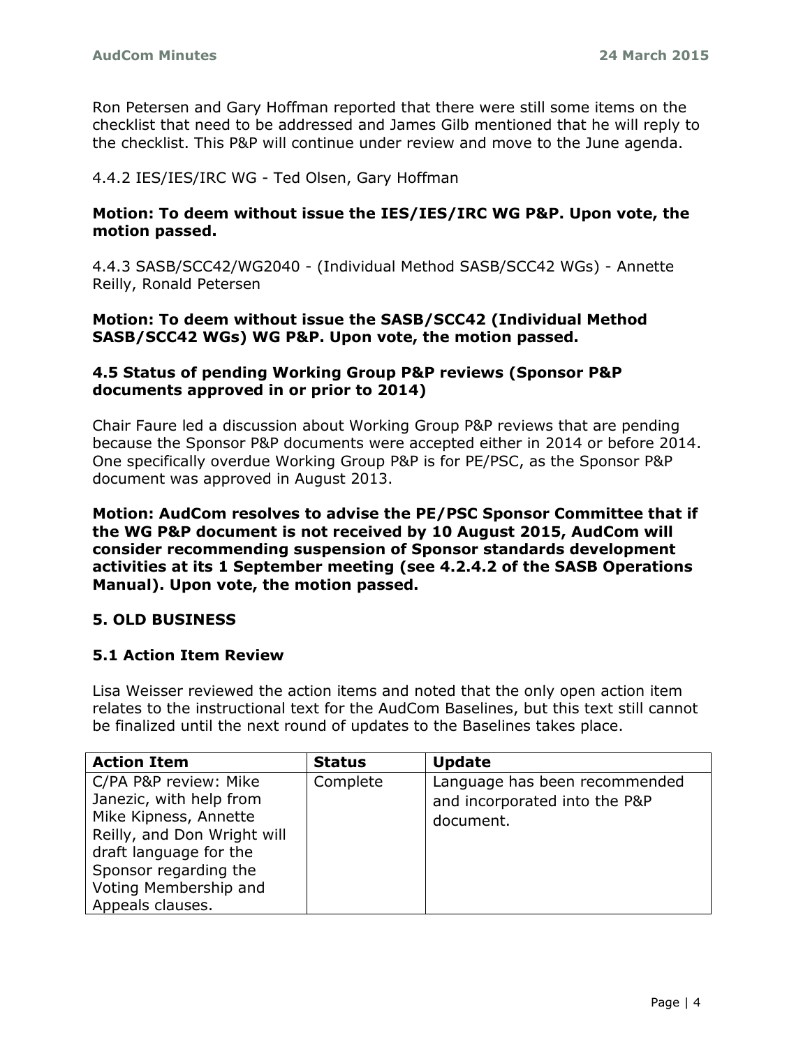Ron Petersen and Gary Hoffman reported that there were still some items on the checklist that need to be addressed and James Gilb mentioned that he will reply to the checklist. This P&P will continue under review and move to the June agenda.

4.4.2 IES/IES/IRC WG - Ted Olsen, Gary Hoffman

**Motion: To deem without issue the IES/IES/IRC WG P&P. Upon vote, the motion passed.**

4.4.3 SASB/SCC42/WG2040 - (Individual Method SASB/SCC42 WGs) - Annette Reilly, Ronald Petersen

**Motion: To deem without issue the SASB/SCC42 (Individual Method SASB/SCC42 WGs) WG P&P. Upon vote, the motion passed.**

### 4.5 Status of pending Working Group P&P reviews (Sponsor P&P documents approved in or prior to 2014)

Chair Faure led a discussion about Working Group P&P reviews that are pending because the Sponsor P&P documents were accepted either in 2014 or before 2014. One specifically overdue Working Group P&P is for PE/PSC, as the Sponsor P&P document was approved in August 2013.

**Motion: AudCom resolves to advise the PE/PSC Sponsor Committee that if the WG P&P document is not received by 10 August 2015, AudCom will consider recommending suspension of Sponsor standards development activities at its 1 September meeting (see 4.2.4.2 of the SASB Operations Manual). Upon vote, the motion passed.**

## 5. OLD BUSINESS

### 5.1 Action Item Review

Lisa Weisser reviewed the action items and noted that the only open action item relates to the instructional text for the AudCom Baselines, but this text still cannot be finalized until the next round of updates to the Baselines takes place.

| Action Item | Status | Update |
|---|---|---|
| C/PA P&P review: Mike Janezic, with help from Mike Kipness, Annette Reilly, and Don Wright will draft language for the Sponsor regarding the Voting Membership and Appeals clauses. | Complete | Language has been recommended and incorporated into the P&P document. |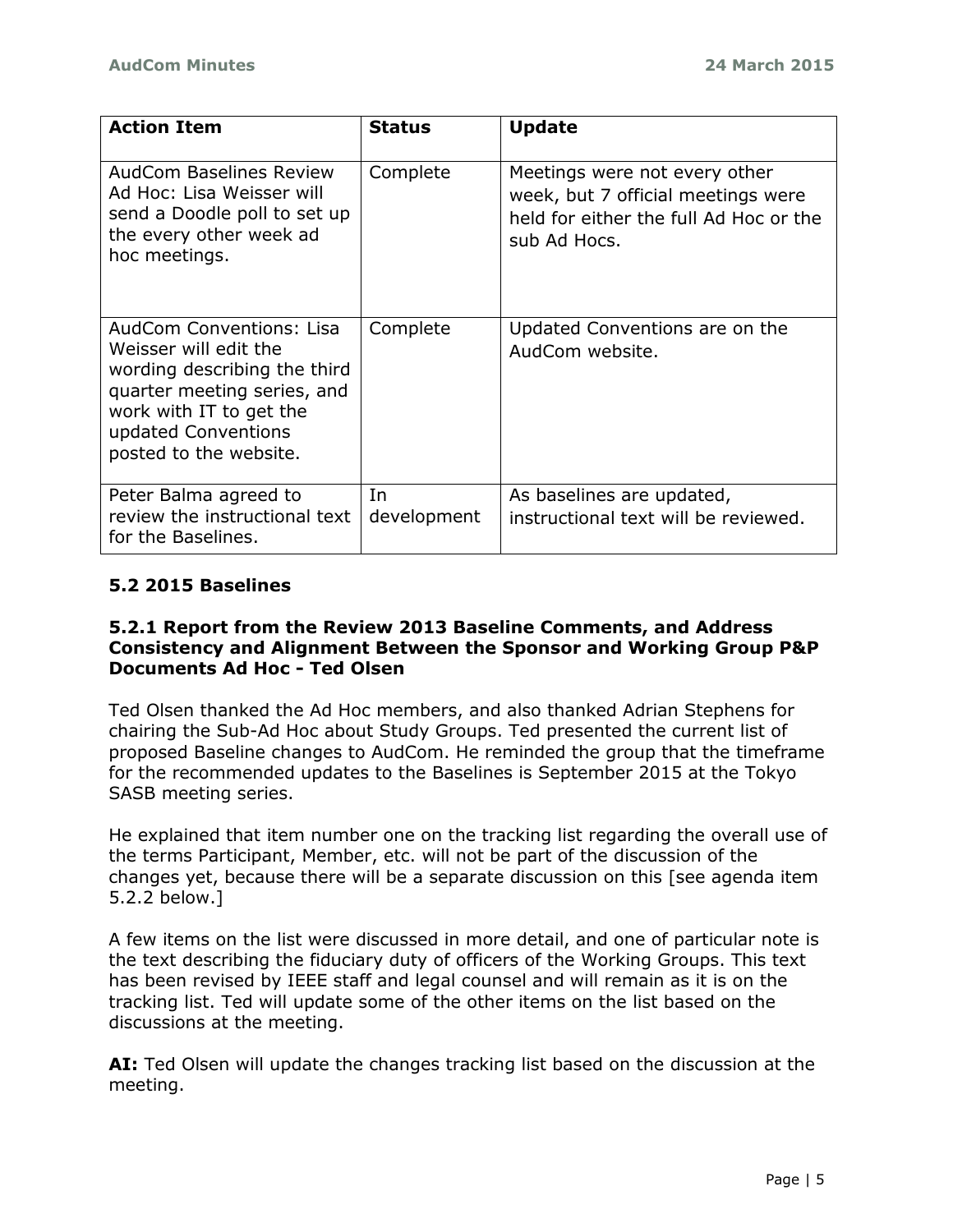| Action Item | Status | Update |
|---|---|---|
| AudCom Baselines Review Ad Hoc: Lisa Weisser will send a Doodle poll to set up the every other week ad hoc meetings. | Complete | Meetings were not every other week, but 7 official meetings were held for either the full Ad Hoc or the sub Ad Hocs. |
| AudCom Conventions: Lisa Weisser will edit the wording describing the third quarter meeting series, and work with IT to get the updated Conventions posted to the website. | Complete | Updated Conventions are on the AudCom website. |
| Peter Balma agreed to review the instructional text for the Baselines. | In development | As baselines are updated, instructional text will be reviewed. |

### 5.2 2015 Baselines

#### 5.2.1 Report from the Review 2013 Baseline Comments, and Address Consistency and Alignment Between the Sponsor and Working Group P&P Documents Ad Hoc - Ted Olsen

Ted Olsen thanked the Ad Hoc members, and also thanked Adrian Stephens for chairing the Sub-Ad Hoc about Study Groups. Ted presented the current list of proposed Baseline changes to AudCom. He reminded the group that the timeframe for the recommended updates to the Baselines is September 2015 at the Tokyo SASB meeting series.

He explained that item number one on the tracking list regarding the overall use of the terms Participant, Member, etc. will not be part of the discussion of the changes yet, because there will be a separate discussion on this [see agenda item 5.2.2 below.]

A few items on the list were discussed in more detail, and one of particular note is the text describing the fiduciary duty of officers of the Working Groups. This text has been revised by IEEE staff and legal counsel and will remain as it is on the tracking list. Ted will update some of the other items on the list based on the discussions at the meeting.

**AI:** Ted Olsen will update the changes tracking list based on the discussion at the meeting.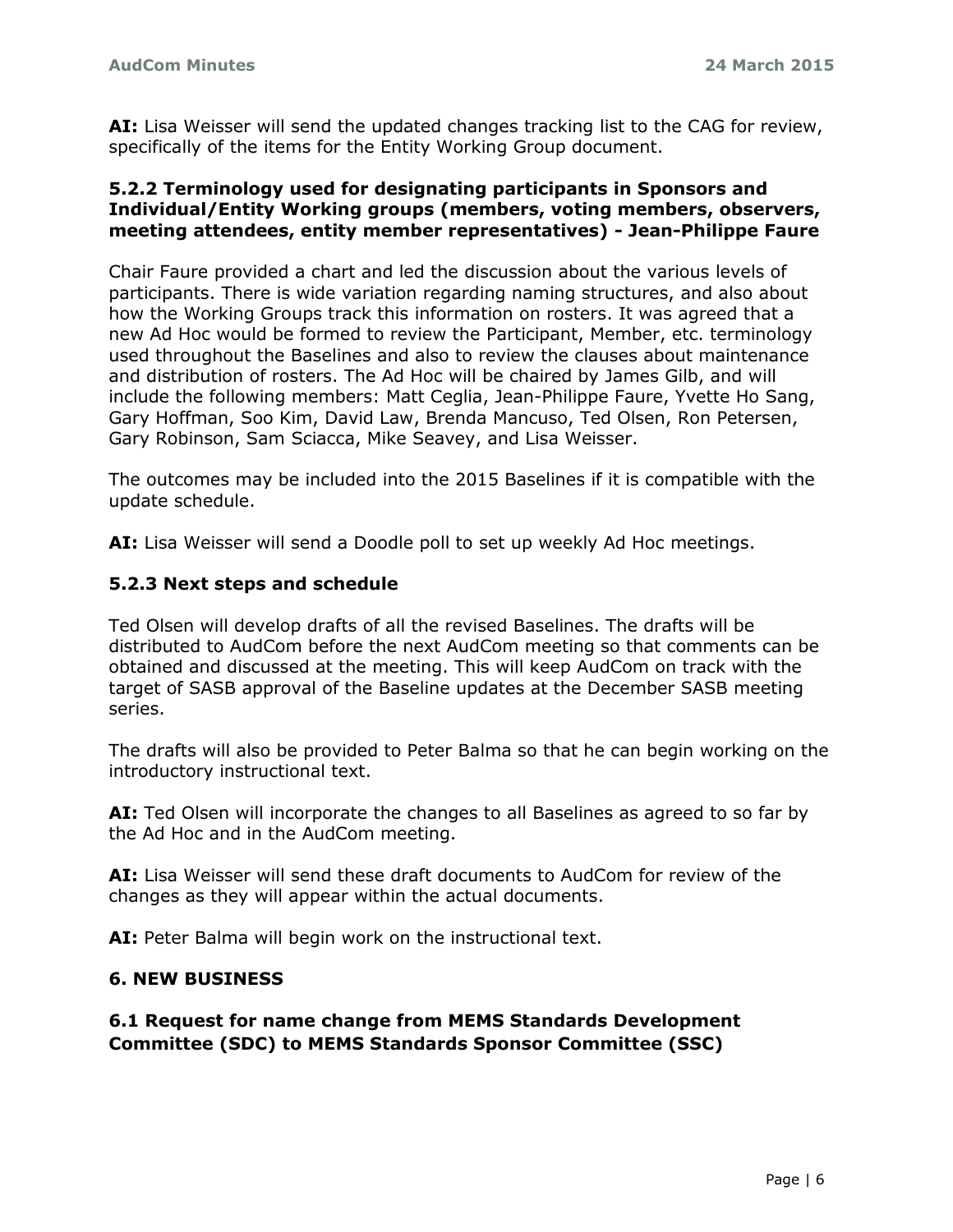**AI:** Lisa Weisser will send the updated changes tracking list to the CAG for review, specifically of the items for the Entity Working Group document.

### 5.2.2 Terminology used for designating participants in Sponsors and Individual/Entity Working groups (members, voting members, observers, meeting attendees, entity member representatives) - Jean-Philippe Faure

Chair Faure provided a chart and led the discussion about the various levels of participants. There is wide variation regarding naming structures, and also about how the Working Groups track this information on rosters. It was agreed that a new Ad Hoc would be formed to review the Participant, Member, etc. terminology used throughout the Baselines and also to review the clauses about maintenance and distribution of rosters. The Ad Hoc will be chaired by James Gilb, and will include the following members: Matt Ceglia, Jean-Philippe Faure, Yvette Ho Sang, Gary Hoffman, Soo Kim, David Law, Brenda Mancuso, Ted Olsen, Ron Petersen, Gary Robinson, Sam Sciacca, Mike Seavey, and Lisa Weisser.

The outcomes may be included into the 2015 Baselines if it is compatible with the update schedule.

**AI:** Lisa Weisser will send a Doodle poll to set up weekly Ad Hoc meetings.

### 5.2.3 Next steps and schedule

Ted Olsen will develop drafts of all the revised Baselines. The drafts will be distributed to AudCom before the next AudCom meeting so that comments can be obtained and discussed at the meeting. This will keep AudCom on track with the target of SASB approval of the Baseline updates at the December SASB meeting series.

The drafts will also be provided to Peter Balma so that he can begin working on the introductory instructional text.

**AI:** Ted Olsen will incorporate the changes to all Baselines as agreed to so far by the Ad Hoc and in the AudCom meeting.

**AI:** Lisa Weisser will send these draft documents to AudCom for review of the changes as they will appear within the actual documents.

**AI:** Peter Balma will begin work on the instructional text.

## 6. NEW BUSINESS

### 6.1 Request for name change from MEMS Standards Development Committee (SDC) to MEMS Standards Sponsor Committee (SSC)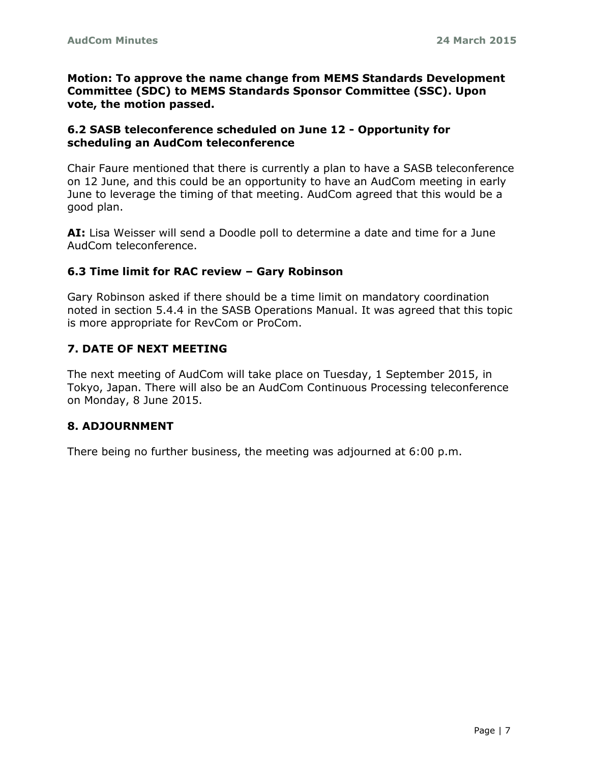**Motion: To approve the name change from MEMS Standards Development Committee (SDC) to MEMS Standards Sponsor Committee (SSC). Upon vote, the motion passed.**

### 6.2 SASB teleconference scheduled on June 12 - Opportunity for scheduling an AudCom teleconference

Chair Faure mentioned that there is currently a plan to have a SASB teleconference on 12 June, and this could be an opportunity to have an AudCom meeting in early June to leverage the timing of that meeting. AudCom agreed that this would be a good plan.

**AI:** Lisa Weisser will send a Doodle poll to determine a date and time for a June AudCom teleconference.

### 6.3 Time limit for RAC review – Gary Robinson

Gary Robinson asked if there should be a time limit on mandatory coordination noted in section 5.4.4 in the SASB Operations Manual. It was agreed that this topic is more appropriate for RevCom or ProCom.

## 7. DATE OF NEXT MEETING

The next meeting of AudCom will take place on Tuesday, 1 September 2015, in Tokyo, Japan. There will also be an AudCom Continuous Processing teleconference on Monday, 8 June 2015.

## 8. ADJOURNMENT

There being no further business, the meeting was adjourned at 6:00 p.m.